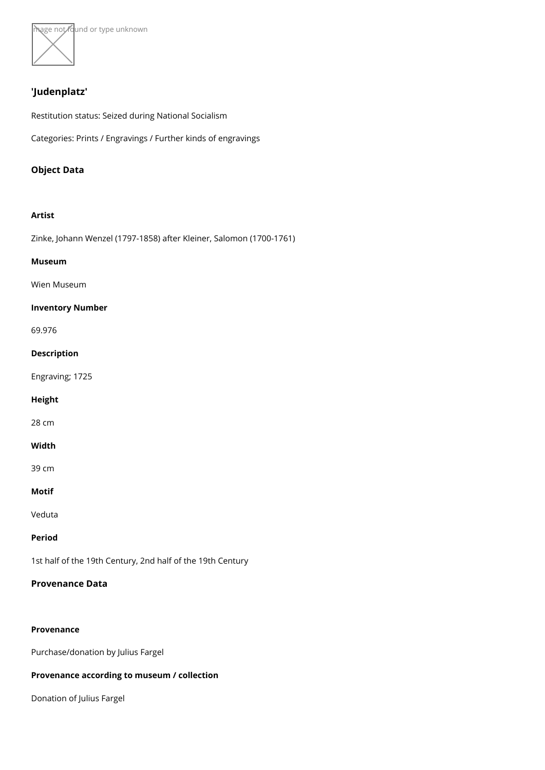## 'Judenplatz'

Restitution status: Seized during National Socialism

Categories: Prints / Engravings / Further kinds of engravings

### Object Data

**Artist**

Zinke, Johann Wenzel (1797-1858) after Kleiner, Salomon (1700-1761)

**Museum**

Wien Museum

**Inventory Number**

69.976

**Description**

Engraving; 1725

**Height**

28 cm

**Width**

39 cm

**Motif**

Veduta

**Period**

1st half of the 19th Century, 2nd half of the 19th Century

### Provenance Data

**Provenance**

Purchase/donation by Julius Fargel

**Provenance according to museum / collection**

Donation of Julius Fargel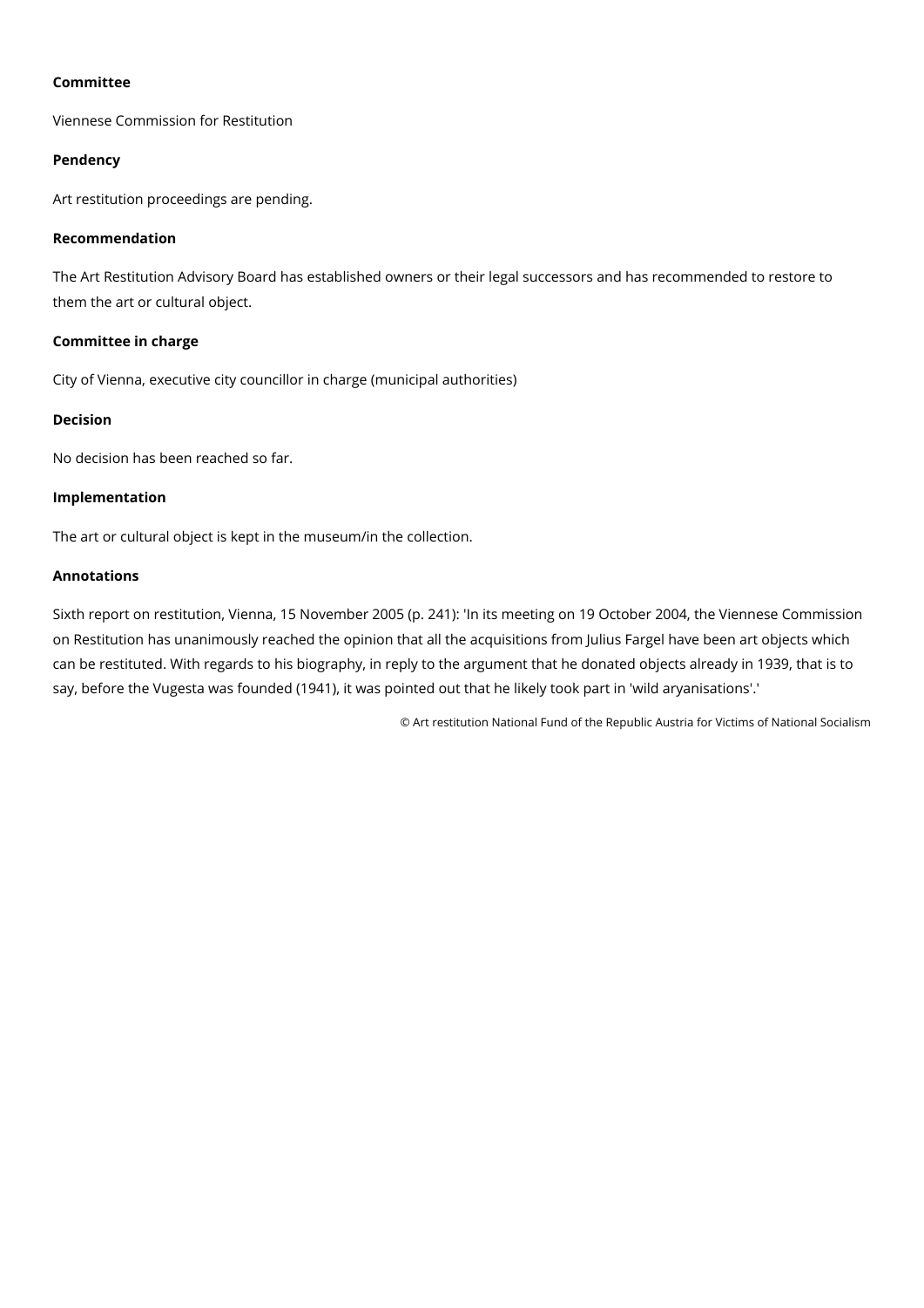**Committee**

Viennese Commission for Restitution

**Pendency**

Art restitution proceedings are pending.

**Recommendation**

The Art Restitution Advisory Board has established owners or their legal successors and has recommended to restore to them the art or cultural object.

**Committee in charge**

City of Vienna, executive city councillor in charge (municipal authorities)

**Decision**

No decision has been reached so far.

**Implementation**

The art or cultural object is kept in the museum/in the collection.

**Annotations**

Sixth report on restitution, Vienna, 15 November 2005 (p. 241): 'In its meeting on 19 October 2004, the Viennese Commission on Restitution has unanimously reached the opinion that all the acquisitions from Julius Fargel have been art objects which can be restituted. With regards to his biography, in reply to the argument that he donated objects already in 1939, that is to say, before the Vugesta was founded (1941), it was pointed out that he likely took part in 'wild aryanisations'.'

© Art restitution National Fund of the Republic Austria for Victims of National Socialism